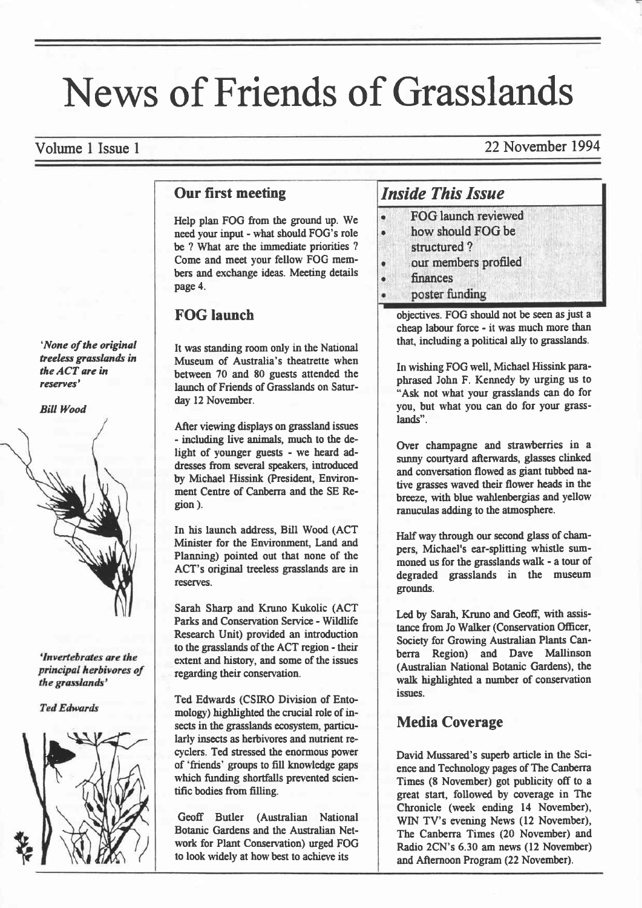# News of Friends of Grasslands

Volume 1 Issue 1 — 22 November 1994

*'None of the original treeless grasslands in the ACT are in reserves'*

*Bill Wood*

*'Invertebrates are the principal herbivores of the grasslands'*

*Ted Edwards*

## Our first meeting

Help plan FOG from the ground up. We need your input - what should FOG's role be ? What are the immediate priorities ? Come and meet your fellow FOG members and exchange ideas. Meeting details page 4.

## FOG launch

It was standing room only in the National Museum of Australia's theatrette when between 70 and 80 guests attended the launch of Friends of Grasslands on Saturday 12 November.

After viewing displays on grassland issues - including live animals, much to the delight of younger guests - we heard addresses from several speakers, introduced by Michael Hissink (President, Environment Centre of Canberra and the SE Region ).

In his launch address, Bill Wood (ACT Minister for the Environment, Land and Planning) pointed out that none of the ACT's original treeless grasslands are in reserves.

Sarah Sharp and Kruno Kukolic (ACT Parks and Conservation Service - Wildlife Research Unit) provided an introduction to the grasslands of the ACT region - their extent and history, and some of the issues regarding their conservation.

Ted Edwards (CSIRO Division of Entomology) highlighted the crucial role of insects in the grasslands ecosystem, particularly insects as herbivores and nutrient recyclers. Ted stressed the enormous power of 'friends' groups to fill knowledge gaps which funding shortfalls prevented scientific bodies from filling.

Geoff Butler (Australian National Botanic Gardens and the Australian Network for Plant Conservation) urged FOG to look widely at how best to achieve its objectives. FOG should not be seen as just a cheap labour force - it was much more than that, including a political ally to grasslands.

In wishing FOG well, Michael Hissink paraphrased John F. Kennedy by urging us to "Ask not what your grasslands can do for you, but what you can do for your grasslands".

Over champagne and strawberries in a sunny courtyard afterwards, glasses clinked and conversation flowed as giant tubbed native grasses waved their flower heads in the breeze, with blue wahlenbergias and yellow ranuculas adding to the atmosphere.

Half way through our second glass of champers, Michael's ear-splitting whistle summoned us for the grasslands walk - a tour of degraded grasslands in the museum grounds.

Led by Sarah, Kruno and Geoff, with assistance from Jo Walker (Conservation Officer, Society for Growing Australian Plants Canberra Region) and Dave Mallinson (Australian National Botanic Gardens), the walk highlighted a number of conservation issues.

## Inside This Issue

- FOG launch reviewed
- how should FOG be structured ?
- our members profiled
- finances
- poster funding

## Media Coverage

David Mussared's superb article in the Science and Technology pages of The Canberra Times (8 November) got publicity off to a great start, followed by coverage in The Chronicle (week ending 14 November), WIN TV's evening News (12 November), The Canberra Times (20 November) and Radio 2CN's 6.30 am news (12 November) and Afternoon Program (22 November).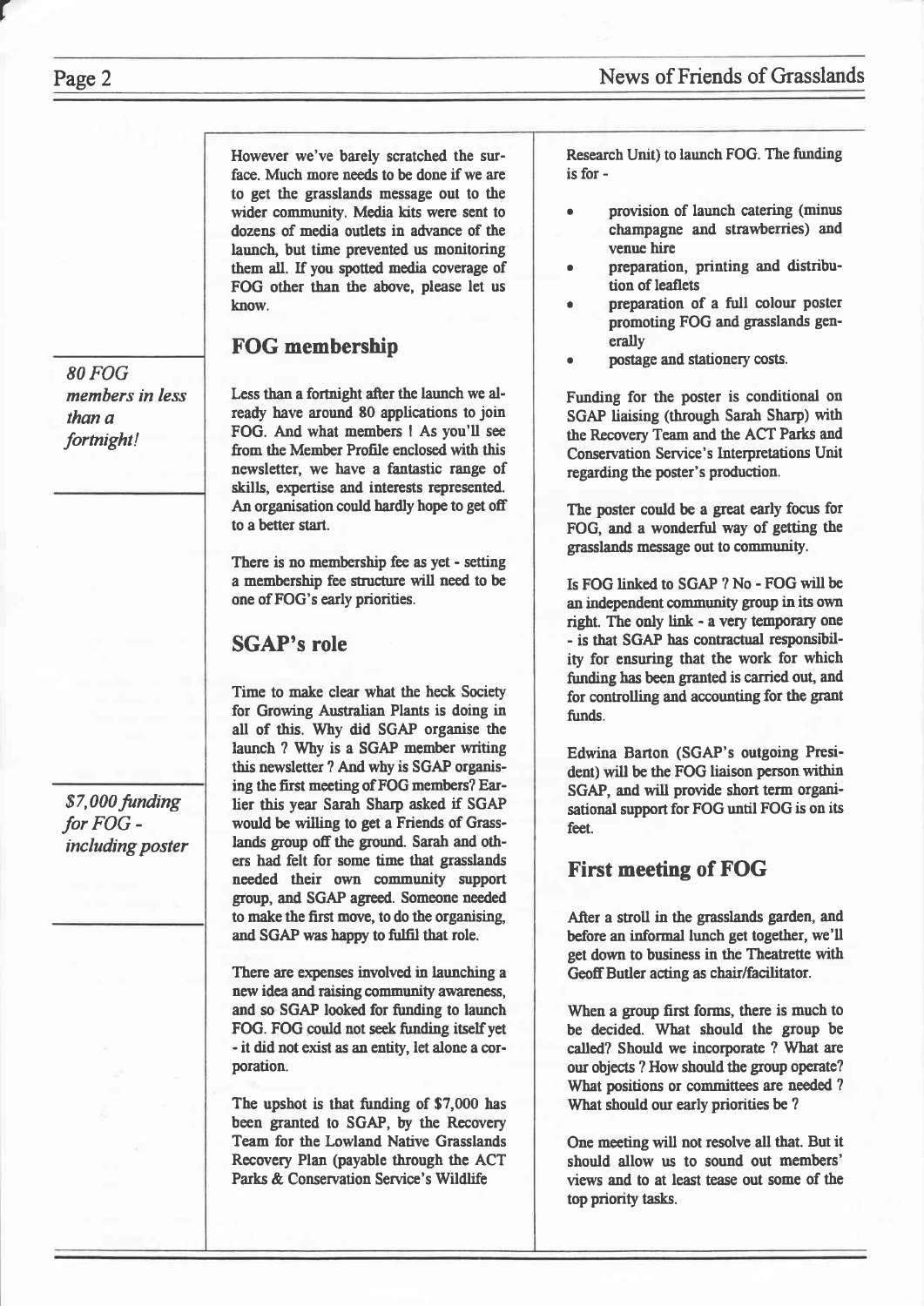However we've barely scratched the surface. Much more needs to be done if we are to get the grasslands message out to the wider community. Media kits were sent to dozens of media outlets in advance of the launch, but time prevented us monitoring them all. If you spotted media coverage of FOG other than the above, please let us know.

## FOG membership

*80 FOG members in less than a fortnight!*

Less than a fortnight after the launch we already have around 80 applications to join FOG. And what members ! As you'll see from the Member Profile enclosed with this newsletter, we have a fantastic range of skills, expertise and interests represented. An organisation could hardly hope to get off to a better start.

There is no membership fee as yet - setting a membership fee structure will need to be one of FOG's early priorities.

## SGAP's role

*$7,000 funding for FOG - including poster*

Time to make clear what the heck Society for Growing Australian Plants is doing in all of this. Why did SGAP organise the launch ? Why is a SGAP member writing this newsletter ? And why is SGAP organising the first meeting of FOG members? Earlier this year Sarah Sharp asked if SGAP would be willing to get a Friends of Grasslands group off the ground. Sarah and others had felt for some time that grasslands needed their own community support group, and SGAP agreed. Someone needed to make the first move, to do the organising, and SGAP was happy to fulfil that role.

There are expenses involved in launching a new idea and raising community awareness, and so SGAP looked for funding to launch FOG. FOG could not seek funding itself yet - it did not exist as an entity, let alone a corporation.

The upshot is that funding of $7,000 has been granted to SGAP, by the Recovery Team for the Lowland Native Grasslands Recovery Plan (payable through the ACT Parks & Conservation Service's Wildlife Research Unit) to launch FOG. The funding is for -

- provision of launch catering (minus champagne and strawberries) and venue hire
- preparation, printing and distribution of leaflets
- preparation of a full colour poster promoting FOG and grasslands generally
- postage and stationery costs.

Funding for the poster is conditional on SGAP liaising (through Sarah Sharp) with the Recovery Team and the ACT Parks and Conservation Service's Interpretations Unit regarding the poster's production.

The poster could be a great early focus for FOG, and a wonderful way of getting the grasslands message out to community.

Is FOG linked to SGAP ? No - FOG will be an independent community group in its own right. The only link - a very temporary one - is that SGAP has contractual responsibility for ensuring that the work for which funding has been granted is carried out, and for controlling and accounting for the grant funds.

Edwina Barton (SGAP's outgoing President) will be the FOG liaison person within SGAP, and will provide short term organisational support for FOG until FOG is on its feet.

## First meeting of FOG

After a stroll in the grasslands garden, and before an informal lunch get together, we'll get down to business in the Theatrette with Geoff Butler acting as chair/facilitator.

When a group first forms, there is much to be decided. What should the group be called? Should we incorporate ? What are our objects ? How should the group operate? What positions or committees are needed ? What should our early priorities be ?

One meeting will not resolve all that. But it should allow us to sound out members' views and to at least tease out some of the top priority tasks.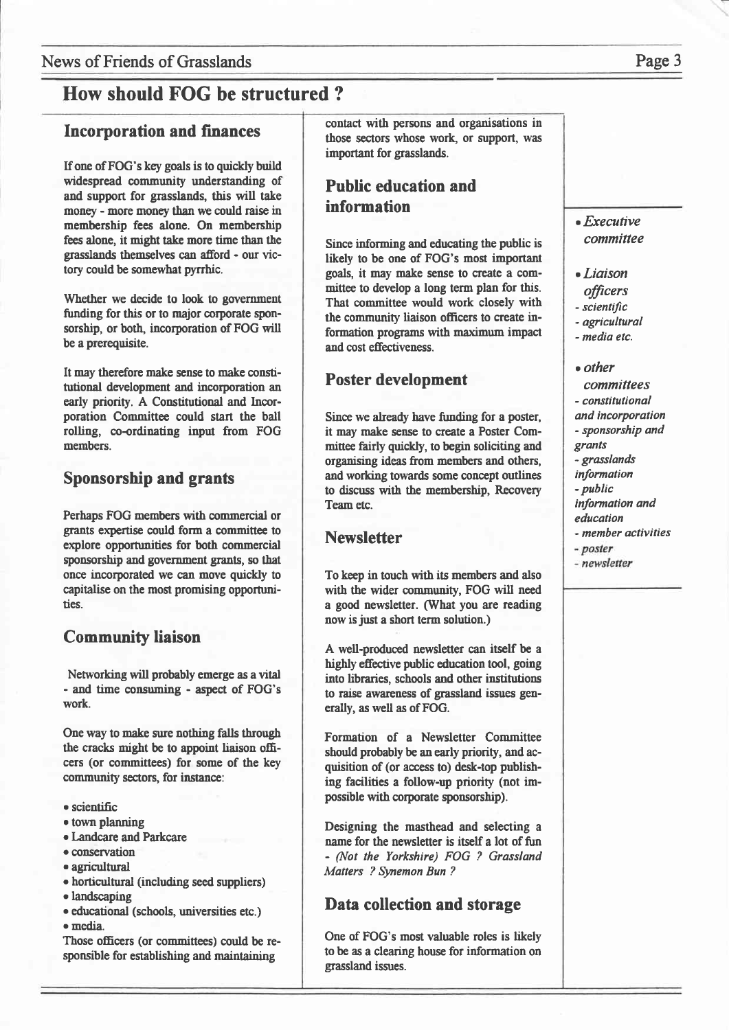## How should FOG be structured ?

### Incorporation and finances

If one of FOG's key goals is to quickly build widespread community understanding of and support for grasslands, this will take money - more money than we could raise in membership fees alone. On membership fees alone, it might take more time than the grasslands themselves can afford - our victory could be somewhat pyrrhic.

Whether we decide to look to government funding for this or to major corporate sponsorship, or both, incorporation of FOG will be a prerequisite.

It may therefore make sense to make constitutional development and incorporation an early priority. A Constitutional and Incorporation Committee could start the ball rolling, co-ordinating input from FOG members.

### Sponsorship and grants

Perhaps FOG members with commercial or grants expertise could form a committee to explore opportunities for both commercial sponsorship and government grants, so that once incorporated we can move quickly to capitalise on the most promising opportunities.

### Community liaison

Networking will probably emerge as a vital - and time consuming - aspect of FOG's work.

One way to make sure nothing falls through the cracks might be to appoint liaison officers (or committees) for some of the key community sectors, for instance:

- scientific
- town planning
- Landcare and Parkcare
- conservation
- agricultural
- horticultural (including seed suppliers)
- landscaping
- educational (schools, universities etc.)
- media.

Those officers (or committees) could be responsible for establishing and maintaining contact with persons and organisations in those sectors whose work, or support, was important for grasslands.

### Public education and information

Since informing and educating the public is likely to be one of FOG's most important goals, it may make sense to create a committee to develop a long term plan for this. That committee would work closely with the community liaison officers to create information programs with maximum impact and cost effectiveness.

### Poster development

Since we already have funding for a poster, it may make sense to create a Poster Committee fairly quickly, to begin soliciting and organising ideas from members and others, and working towards some concept outlines to discuss with the membership, Recovery Team etc.

### Newsletter

To keep in touch with its members and also with the wider community, FOG will need a good newsletter. (What you are reading now is just a short term solution.)

A well-produced newsletter can itself be a highly effective public education tool, going into libraries, schools and other institutions to raise awareness of grassland issues generally, as well as of FOG.

Formation of a Newsletter Committee should probably be an early priority, and acquisition of (or access to) desk-top publishing facilities a follow-up priority (not impossible with corporate sponsorship).

Designing the masthead and selecting a name for the newsletter is itself a lot of fun - *(Not the Yorkshire) FOG ? Grassland Matters ? Synemon Bun ?*

### Data collection and storage

One of FOG's most valuable roles is likely to be as a clearing house for information on grassland issues.

---

- *Executive committee*
- *Liaison officers*
  - *scientific*
  - *agricultural*
  - *media etc.*
- *other committees*
  - *constitutional and incorporation*
  - *sponsorship and grants*
  - *grasslands information*
  - *public information and education*
  - *member activities*
  - *poster*
  - *newsletter*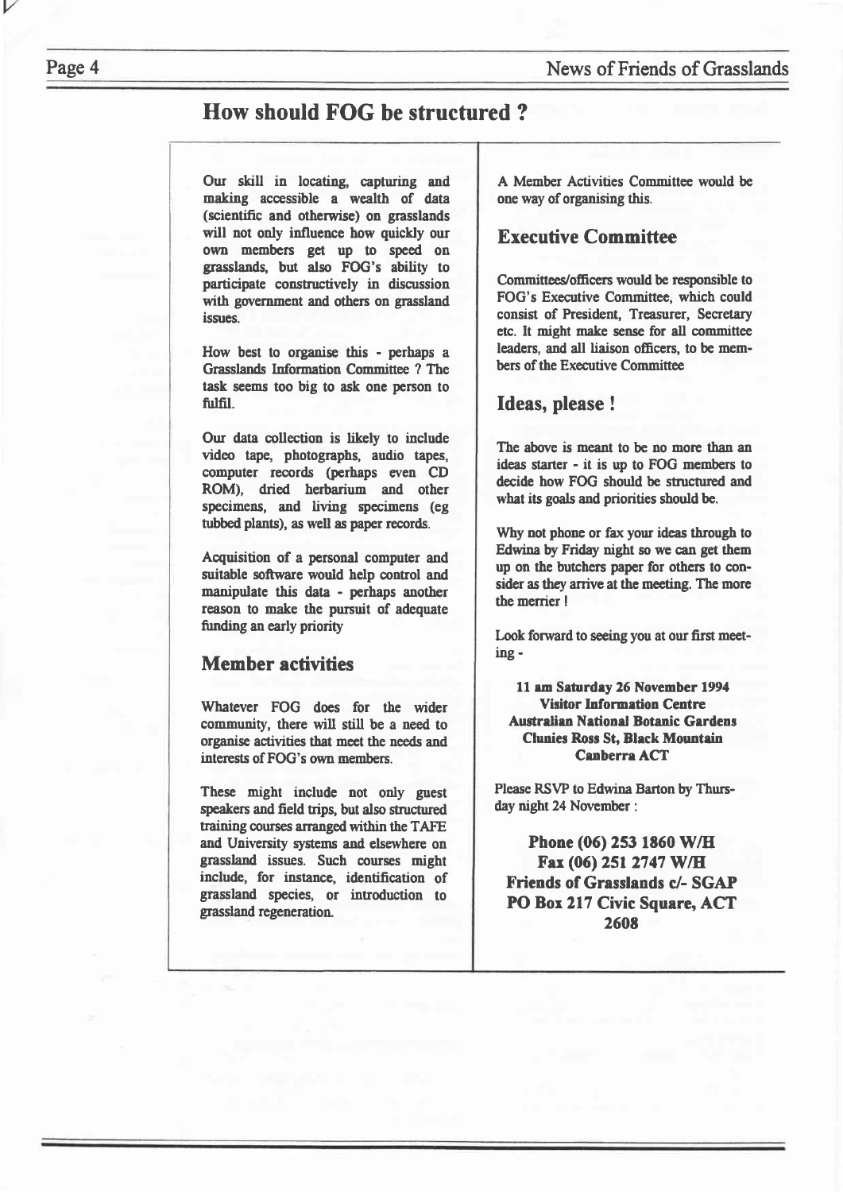## How should FOG be structured ?

Our skill in locating, capturing and making accessible a wealth of data (scientific and otherwise) on grasslands will not only influence how quickly our own members get up to speed on grasslands, but also FOG's ability to participate constructively in discussion with government and others on grassland issues.

How best to organise this - perhaps a Grasslands Information Committee ? The task seems too big to ask one person to fulfil.

Our data collection is likely to include video tape, photographs, audio tapes, computer records (perhaps even CD ROM), dried herbarium and other specimens, and living specimens (eg tubbed plants), as well as paper records.

Acquisition of a personal computer and suitable software would help control and manipulate this data - perhaps another reason to make the pursuit of adequate funding an early priority

### Member activities

Whatever FOG does for the wider community, there will still be a need to organise activities that meet the needs and interests of FOG's own members.

These might include not only guest speakers and field trips, but also structured training courses arranged within the TAFE and University systems and elsewhere on grassland issues. Such courses might include, for instance, identification of grassland species, or introduction to grassland regeneration.

A Member Activities Committee would be one way of organising this.

### Executive Committee

Committees/officers would be responsible to FOG's Executive Committee, which could consist of President, Treasurer, Secretary etc. It might make sense for all committee leaders, and all liaison officers, to be members of the Executive Committee

### Ideas, please !

The above is meant to be no more than an ideas starter - it is up to FOG members to decide how FOG should be structured and what its goals and priorities should be.

Why not phone or fax your ideas through to Edwina by Friday night so we can get them up on the butchers paper for others to consider as they arrive at the meeting. The more the merrier !

Look forward to seeing you at our first meeting -

**11 am Saturday 26 November 1994**
**Visitor Information Centre**
**Australian National Botanic Gardens**
**Clunies Ross St, Black Mountain**
**Canberra ACT**

Please RSVP to Edwina Barton by Thursday night 24 November :

**Phone (06) 253 1860 W/H**
**Fax (06) 251 2747 W/H**
**Friends of Grasslands c/- SGAP**
**PO Box 217 Civic Square, ACT**
**2608**